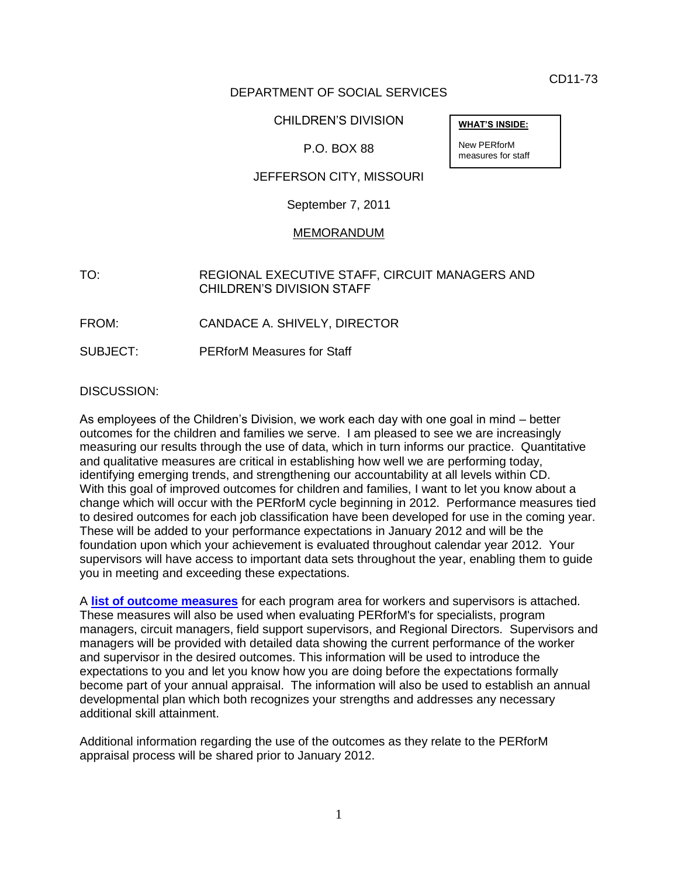CD11-73

DEPARTMENT OF SOCIAL SERVICES

CHILDREN'S DIVISION

P.O. BOX 88

JEFFERSON CITY, MISSOURI

September 7, 2011

| **WHAT'S INSIDE:** |
| --- |
| New PERforM measures for staff |

MEMORANDUM

TO: REGIONAL EXECUTIVE STAFF, CIRCUIT MANAGERS AND CHILDREN'S DIVISION STAFF

FROM: CANDACE A. SHIVELY, DIRECTOR

SUBJECT: PERforM Measures for Staff

DISCUSSION:

As employees of the Children's Division, we work each day with one goal in mind – better outcomes for the children and families we serve. I am pleased to see we are increasingly measuring our results through the use of data, which in turn informs our practice. Quantitative and qualitative measures are critical in establishing how well we are performing today, identifying emerging trends, and strengthening our accountability at all levels within CD. With this goal of improved outcomes for children and families, I want to let you know about a change which will occur with the PERforM cycle beginning in 2012. Performance measures tied to desired outcomes for each job classification have been developed for use in the coming year. These will be added to your performance expectations in January 2012 and will be the foundation upon which your achievement is evaluated throughout calendar year 2012. Your supervisors will have access to important data sets throughout the year, enabling them to guide you in meeting and exceeding these expectations.

A **list of outcome measures** for each program area for workers and supervisors is attached. These measures will also be used when evaluating PERforM's for specialists, program managers, circuit managers, field support supervisors, and Regional Directors. Supervisors and managers will be provided with detailed data showing the current performance of the worker and supervisor in the desired outcomes. This information will be used to introduce the expectations to you and let you know how you are doing before the expectations formally become part of your annual appraisal. The information will also be used to establish an annual developmental plan which both recognizes your strengths and addresses any necessary additional skill attainment.

Additional information regarding the use of the outcomes as they relate to the PERforM appraisal process will be shared prior to January 2012.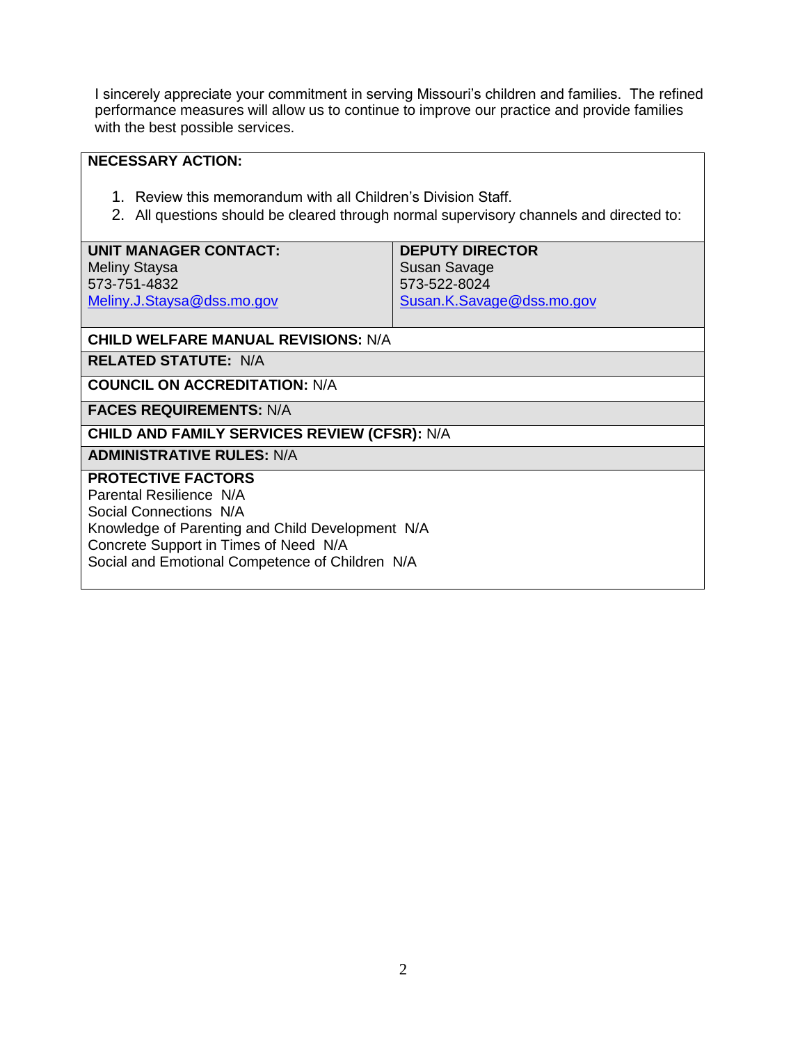I sincerely appreciate your commitment in serving Missouri's children and families. The refined performance measures will allow us to continue to improve our practice and provide families with the best possible services.

**NECESSARY ACTION:**

1. Review this memorandum with all Children's Division Staff.
2. All questions should be cleared through normal supervisory channels and directed to:

| **UNIT MANAGER CONTACT:** | **DEPUTY DIRECTOR** |
|---|---|
| Meliny Staysa<br>573-751-4832<br>Meliny.J.Staysa@dss.mo.gov | Susan Savage<br>573-522-8024<br>Susan.K.Savage@dss.mo.gov |

**CHILD WELFARE MANUAL REVISIONS:** N/A

**RELATED STATUTE:** N/A

**COUNCIL ON ACCREDITATION:** N/A

**FACES REQUIREMENTS:** N/A

**CHILD AND FAMILY SERVICES REVIEW (CFSR):** N/A

**ADMINISTRATIVE RULES:** N/A

**PROTECTIVE FACTORS**

Parental Resilience N/A
Social Connections N/A
Knowledge of Parenting and Child Development N/A
Concrete Support in Times of Need N/A
Social and Emotional Competence of Children N/A